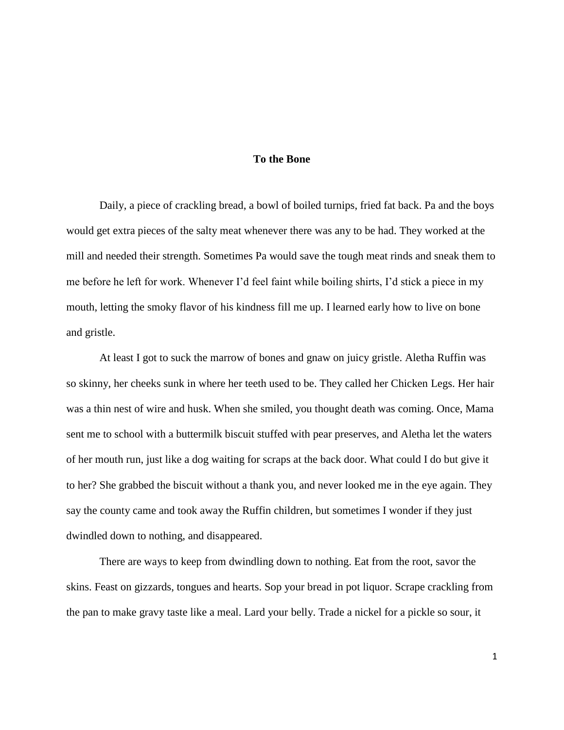# To the Bone

Daily, a piece of crackling bread, a bowl of boiled turnips, fried fat back. Pa and the boys would get extra pieces of the salty meat whenever there was any to be had. They worked at the mill and needed their strength. Sometimes Pa would save the tough meat rinds and sneak them to me before he left for work. Whenever I'd feel faint while boiling shirts, I'd stick a piece in my mouth, letting the smoky flavor of his kindness fill me up. I learned early how to live on bone and gristle.

At least I got to suck the marrow of bones and gnaw on juicy gristle. Aletha Ruffin was so skinny, her cheeks sunk in where her teeth used to be. They called her Chicken Legs. Her hair was a thin nest of wire and husk. When she smiled, you thought death was coming. Once, Mama sent me to school with a buttermilk biscuit stuffed with pear preserves, and Aletha let the waters of her mouth run, just like a dog waiting for scraps at the back door. What could I do but give it to her? She grabbed the biscuit without a thank you, and never looked me in the eye again. They say the county came and took away the Ruffin children, but sometimes I wonder if they just dwindled down to nothing, and disappeared.

There are ways to keep from dwindling down to nothing. Eat from the root, savor the skins. Feast on gizzards, tongues and hearts. Sop your bread in pot liquor. Scrape crackling from the pan to make gravy taste like a meal. Lard your belly. Trade a nickel for a pickle so sour, it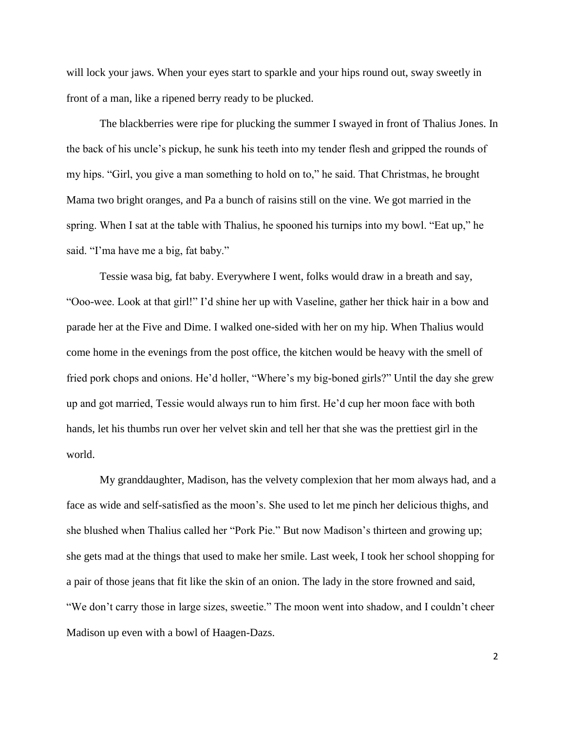will lock your jaws. When your eyes start to sparkle and your hips round out, sway sweetly in front of a man, like a ripened berry ready to be plucked.

The blackberries were ripe for plucking the summer I swayed in front of Thalius Jones. In the back of his uncle's pickup, he sunk his teeth into my tender flesh and gripped the rounds of my hips. "Girl, you give a man something to hold on to," he said. That Christmas, he brought Mama two bright oranges, and Pa a bunch of raisins still on the vine. We got married in the spring. When I sat at the table with Thalius, he spooned his turnips into my bowl. "Eat up," he said. "I'ma have me a big, fat baby."

Tessie wasa big, fat baby. Everywhere I went, folks would draw in a breath and say, "Ooo-wee. Look at that girl!" I'd shine her up with Vaseline, gather her thick hair in a bow and parade her at the Five and Dime. I walked one-sided with her on my hip. When Thalius would come home in the evenings from the post office, the kitchen would be heavy with the smell of fried pork chops and onions. He'd holler, "Where's my big-boned girls?" Until the day she grew up and got married, Tessie would always run to him first. He'd cup her moon face with both hands, let his thumbs run over her velvet skin and tell her that she was the prettiest girl in the world.

My granddaughter, Madison, has the velvety complexion that her mom always had, and a face as wide and self-satisfied as the moon's. She used to let me pinch her delicious thighs, and she blushed when Thalius called her "Pork Pie." But now Madison's thirteen and growing up; she gets mad at the things that used to make her smile. Last week, I took her school shopping for a pair of those jeans that fit like the skin of an onion. The lady in the store frowned and said, "We don't carry those in large sizes, sweetie." The moon went into shadow, and I couldn't cheer Madison up even with a bowl of Haagen-Dazs.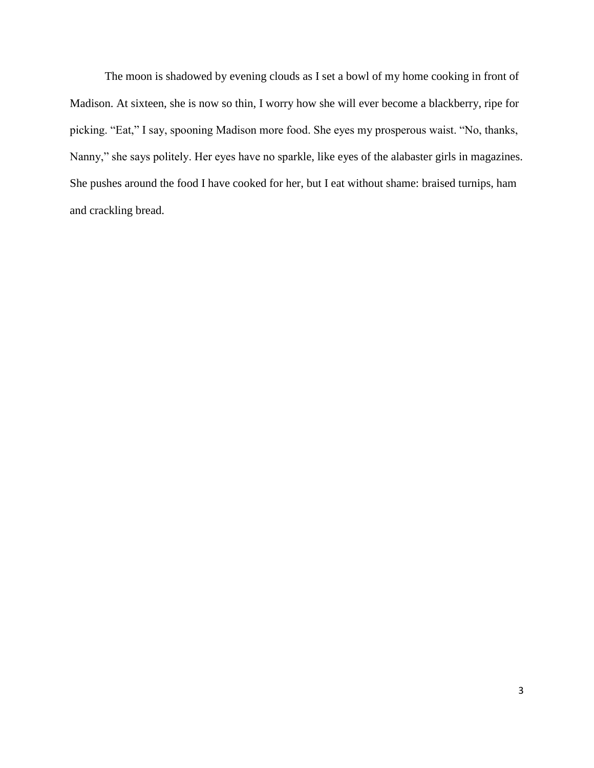The moon is shadowed by evening clouds as I set a bowl of my home cooking in front of Madison. At sixteen, she is now so thin, I worry how she will ever become a blackberry, ripe for picking. "Eat," I say, spooning Madison more food. She eyes my prosperous waist. "No, thanks, Nanny," she says politely. Her eyes have no sparkle, like eyes of the alabaster girls in magazines. She pushes around the food I have cooked for her, but I eat without shame: braised turnips, ham and crackling bread.